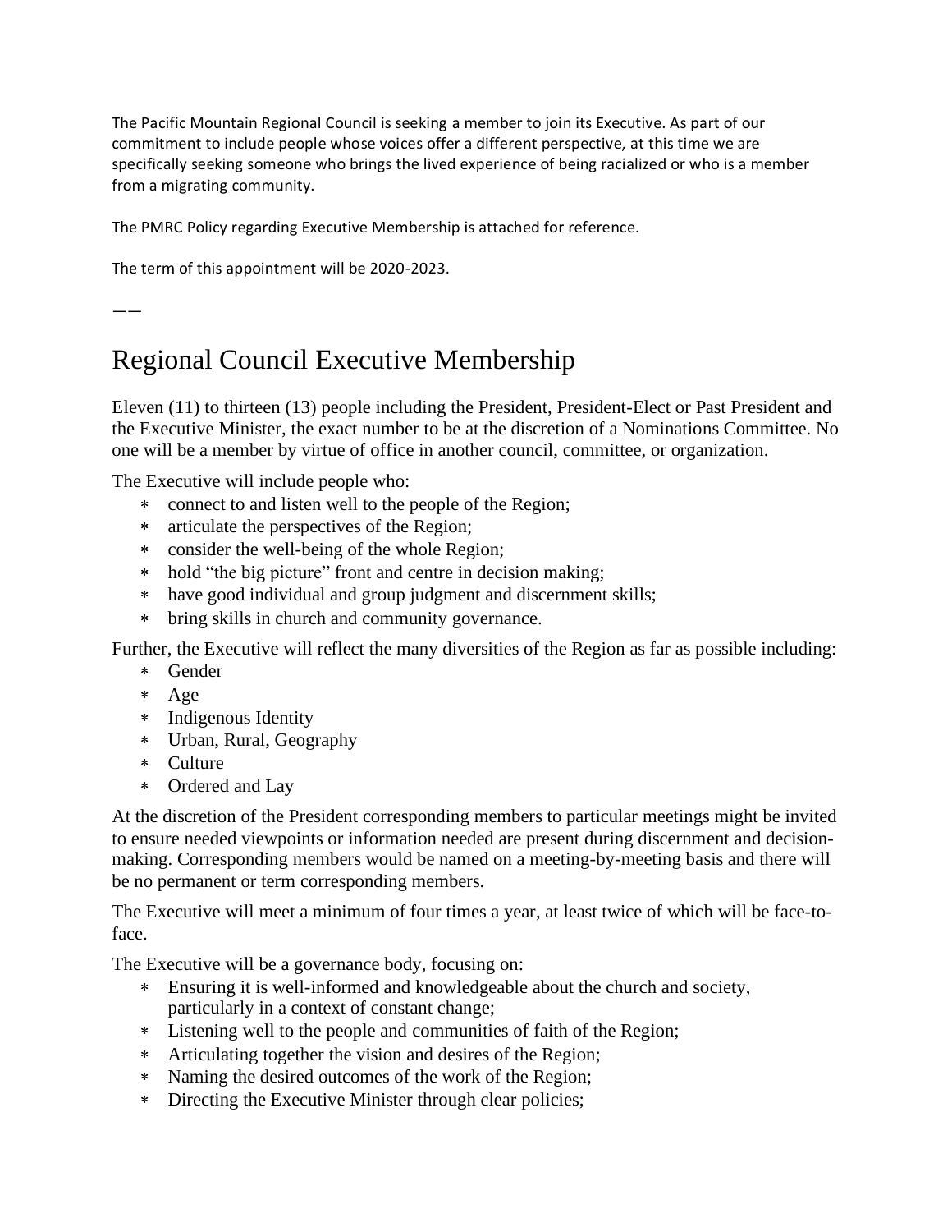The Pacific Mountain Regional Council is seeking a member to join its Executive. As part of our commitment to include people whose voices offer a different perspective, at this time we are specifically seeking someone who brings the lived experience of being racialized or who is a member from a migrating community.

The PMRC Policy regarding Executive Membership is attached for reference.

The term of this appointment will be 2020-2023.

——

# Regional Council Executive Membership

Eleven (11) to thirteen (13) people including the President, President-Elect or Past President and the Executive Minister, the exact number to be at the discretion of a Nominations Committee. No one will be a member by virtue of office in another council, committee, or organization.

The Executive will include people who:

- connect to and listen well to the people of the Region;
- articulate the perspectives of the Region;
- consider the well-being of the whole Region;
- hold "the big picture" front and centre in decision making;
- have good individual and group judgment and discernment skills;
- bring skills in church and community governance.

Further, the Executive will reflect the many diversities of the Region as far as possible including:

- Gender
- Age
- Indigenous Identity
- Urban, Rural, Geography
- Culture
- Ordered and Lay

At the discretion of the President corresponding members to particular meetings might be invited to ensure needed viewpoints or information needed are present during discernment and decision-making. Corresponding members would be named on a meeting-by-meeting basis and there will be no permanent or term corresponding members.

The Executive will meet a minimum of four times a year, at least twice of which will be face-to-face.

The Executive will be a governance body, focusing on:

- Ensuring it is well-informed and knowledgeable about the church and society, particularly in a context of constant change;
- Listening well to the people and communities of faith of the Region;
- Articulating together the vision and desires of the Region;
- Naming the desired outcomes of the work of the Region;
- Directing the Executive Minister through clear policies;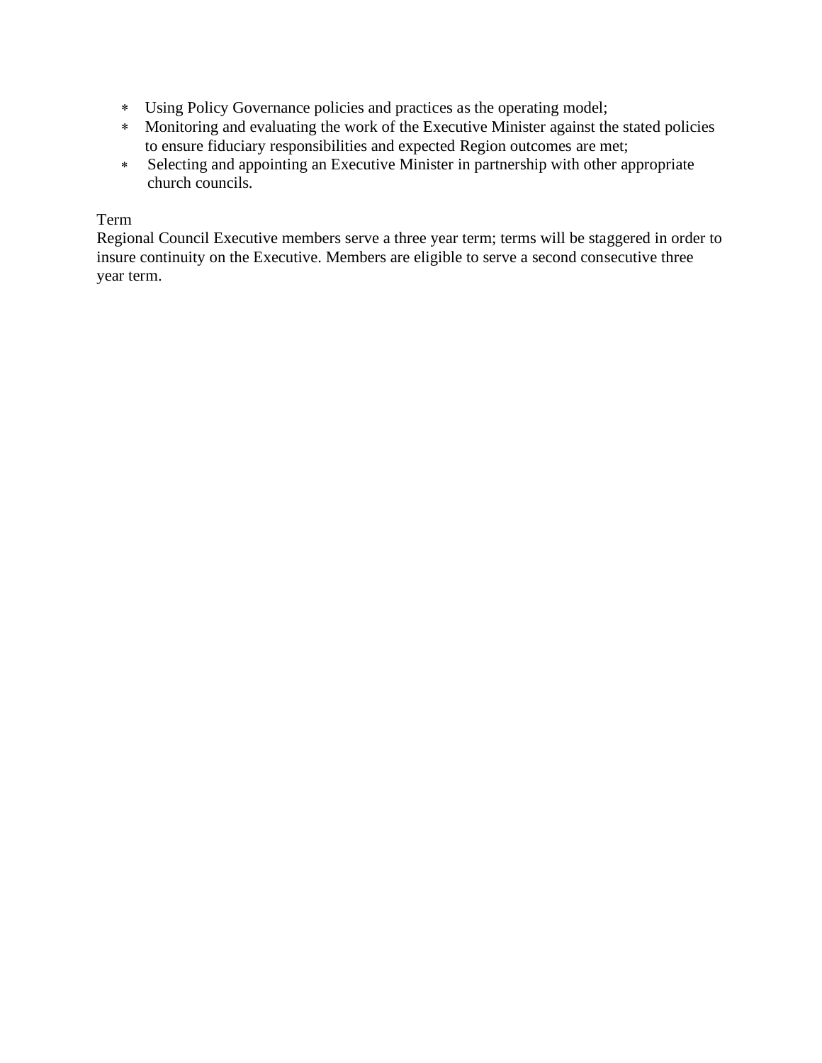- Using Policy Governance policies and practices as the operating model;
- Monitoring and evaluating the work of the Executive Minister against the stated policies to ensure fiduciary responsibilities and expected Region outcomes are met;
- Selecting and appointing an Executive Minister in partnership with other appropriate church councils.

Term

Regional Council Executive members serve a three year term; terms will be staggered in order to insure continuity on the Executive. Members are eligible to serve a second consecutive three year term.